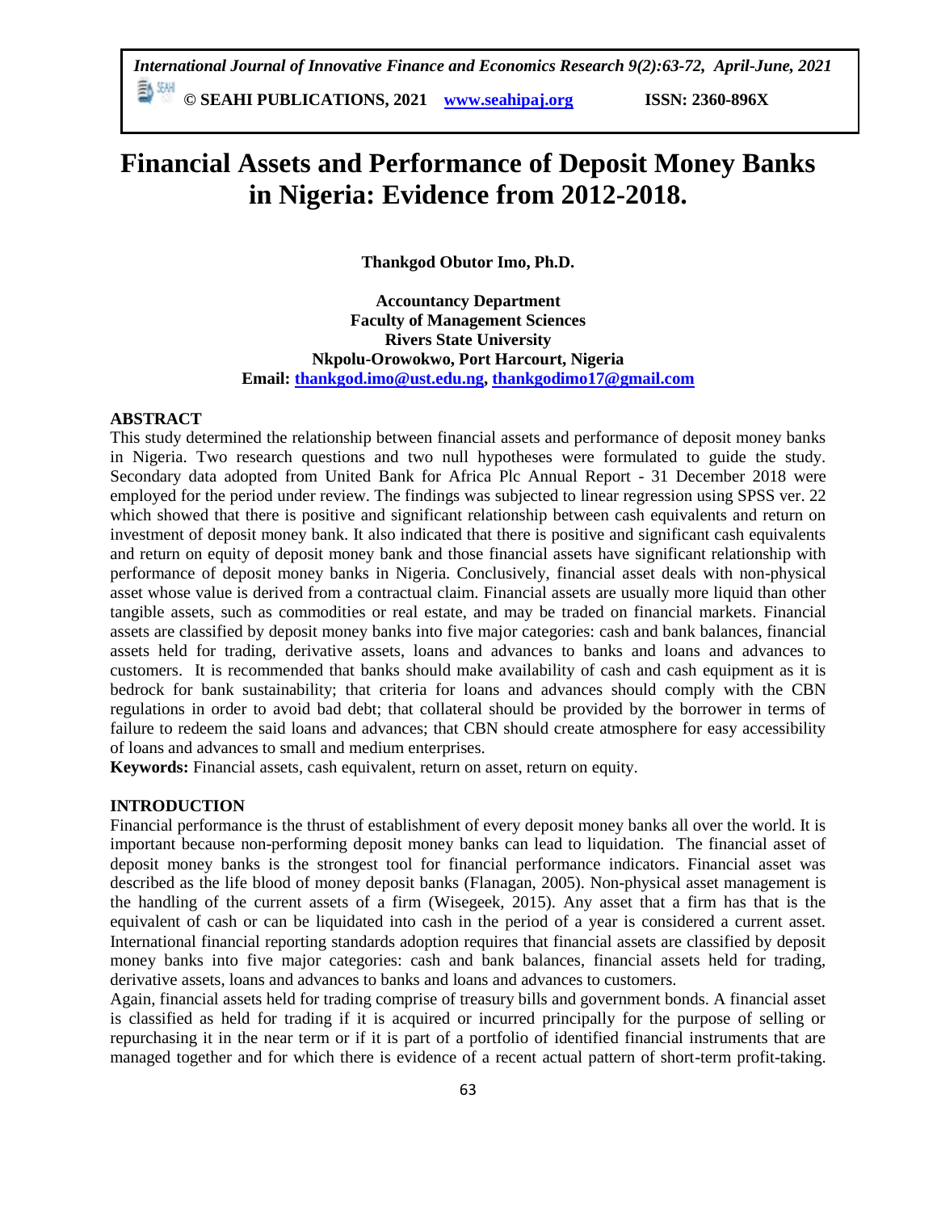# Financial Assets and Performance of Deposit Money Banks in Nigeria: Evidence from 2012-2018.

**Thankgod Obutor Imo, Ph.D.**

**Accountancy Department**
**Faculty of Management Sciences**
**Rivers State University**
**Nkpolu-Orowokwo, Port Harcourt, Nigeria**
**Email: thankgod.imo@ust.edu.ng, thankgodimo17@gmail.com**

## ABSTRACT

This study determined the relationship between financial assets and performance of deposit money banks in Nigeria. Two research questions and two null hypotheses were formulated to guide the study. Secondary data adopted from United Bank for Africa Plc Annual Report - 31 December 2018 were employed for the period under review. The findings was subjected to linear regression using SPSS ver. 22 which showed that there is positive and significant relationship between cash equivalents and return on investment of deposit money bank. It also indicated that there is positive and significant cash equivalents and return on equity of deposit money bank and those financial assets have significant relationship with performance of deposit money banks in Nigeria. Conclusively, financial asset deals with non-physical asset whose value is derived from a contractual claim. Financial assets are usually more liquid than other tangible assets, such as commodities or real estate, and may be traded on financial markets. Financial assets are classified by deposit money banks into five major categories: cash and bank balances, financial assets held for trading, derivative assets, loans and advances to banks and loans and advances to customers. It is recommended that banks should make availability of cash and cash equipment as it is bedrock for bank sustainability; that criteria for loans and advances should comply with the CBN regulations in order to avoid bad debt; that collateral should be provided by the borrower in terms of failure to redeem the said loans and advances; that CBN should create atmosphere for easy accessibility of loans and advances to small and medium enterprises.

**Keywords:** Financial assets, cash equivalent, return on asset, return on equity.

## INTRODUCTION

Financial performance is the thrust of establishment of every deposit money banks all over the world. It is important because non-performing deposit money banks can lead to liquidation. The financial asset of deposit money banks is the strongest tool for financial performance indicators. Financial asset was described as the life blood of money deposit banks (Flanagan, 2005). Non-physical asset management is the handling of the current assets of a firm (Wisegeek, 2015). Any asset that a firm has that is the equivalent of cash or can be liquidated into cash in the period of a year is considered a current asset. International financial reporting standards adoption requires that financial assets are classified by deposit money banks into five major categories: cash and bank balances, financial assets held for trading, derivative assets, loans and advances to banks and loans and advances to customers.

Again, financial assets held for trading comprise of treasury bills and government bonds. A financial asset is classified as held for trading if it is acquired or incurred principally for the purpose of selling or repurchasing it in the near term or if it is part of a portfolio of identified financial instruments that are managed together and for which there is evidence of a recent actual pattern of short-term profit-taking.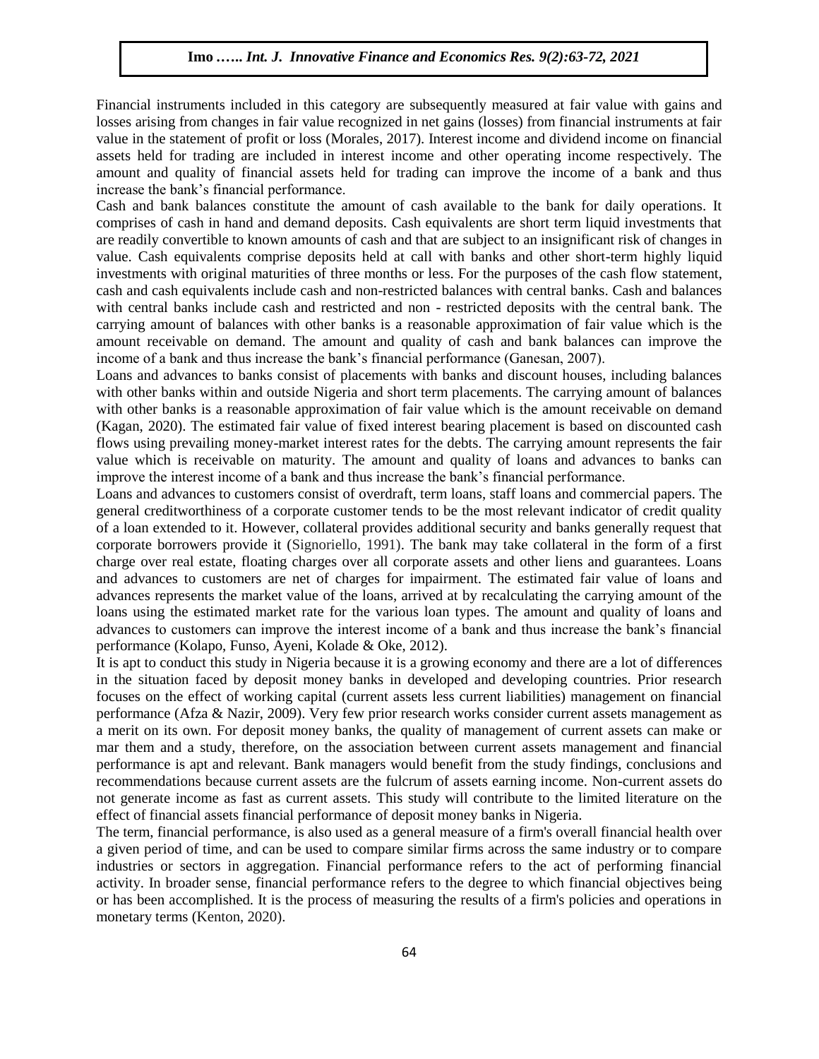Financial instruments included in this category are subsequently measured at fair value with gains and losses arising from changes in fair value recognized in net gains (losses) from financial instruments at fair value in the statement of profit or loss (Morales, 2017). Interest income and dividend income on financial assets held for trading are included in interest income and other operating income respectively. The amount and quality of financial assets held for trading can improve the income of a bank and thus increase the bank's financial performance.

Cash and bank balances constitute the amount of cash available to the bank for daily operations. It comprises of cash in hand and demand deposits. Cash equivalents are short term liquid investments that are readily convertible to known amounts of cash and that are subject to an insignificant risk of changes in value. Cash equivalents comprise deposits held at call with banks and other short-term highly liquid investments with original maturities of three months or less. For the purposes of the cash flow statement, cash and cash equivalents include cash and non-restricted balances with central banks. Cash and balances with central banks include cash and restricted and non - restricted deposits with the central bank. The carrying amount of balances with other banks is a reasonable approximation of fair value which is the amount receivable on demand. The amount and quality of cash and bank balances can improve the income of a bank and thus increase the bank's financial performance (Ganesan, 2007).

Loans and advances to banks consist of placements with banks and discount houses, including balances with other banks within and outside Nigeria and short term placements. The carrying amount of balances with other banks is a reasonable approximation of fair value which is the amount receivable on demand (Kagan, 2020). The estimated fair value of fixed interest bearing placement is based on discounted cash flows using prevailing money-market interest rates for the debts. The carrying amount represents the fair value which is receivable on maturity. The amount and quality of loans and advances to banks can improve the interest income of a bank and thus increase the bank's financial performance.

Loans and advances to customers consist of overdraft, term loans, staff loans and commercial papers. The general creditworthiness of a corporate customer tends to be the most relevant indicator of credit quality of a loan extended to it. However, collateral provides additional security and banks generally request that corporate borrowers provide it (Signoriello, 1991). The bank may take collateral in the form of a first charge over real estate, floating charges over all corporate assets and other liens and guarantees. Loans and advances to customers are net of charges for impairment. The estimated fair value of loans and advances represents the market value of the loans, arrived at by recalculating the carrying amount of the loans using the estimated market rate for the various loan types. The amount and quality of loans and advances to customers can improve the interest income of a bank and thus increase the bank's financial performance (Kolapo, Funso, Ayeni, Kolade & Oke, 2012).

It is apt to conduct this study in Nigeria because it is a growing economy and there are a lot of differences in the situation faced by deposit money banks in developed and developing countries. Prior research focuses on the effect of working capital (current assets less current liabilities) management on financial performance (Afza & Nazir, 2009). Very few prior research works consider current assets management as a merit on its own. For deposit money banks, the quality of management of current assets can make or mar them and a study, therefore, on the association between current assets management and financial performance is apt and relevant. Bank managers would benefit from the study findings, conclusions and recommendations because current assets are the fulcrum of assets earning income. Non-current assets do not generate income as fast as current assets. This study will contribute to the limited literature on the effect of financial assets financial performance of deposit money banks in Nigeria.

The term, financial performance, is also used as a general measure of a firm's overall financial health over a given period of time, and can be used to compare similar firms across the same industry or to compare industries or sectors in aggregation. Financial performance refers to the act of performing financial activity. In broader sense, financial performance refers to the degree to which financial objectives being or has been accomplished. It is the process of measuring the results of a firm's policies and operations in monetary terms (Kenton, 2020).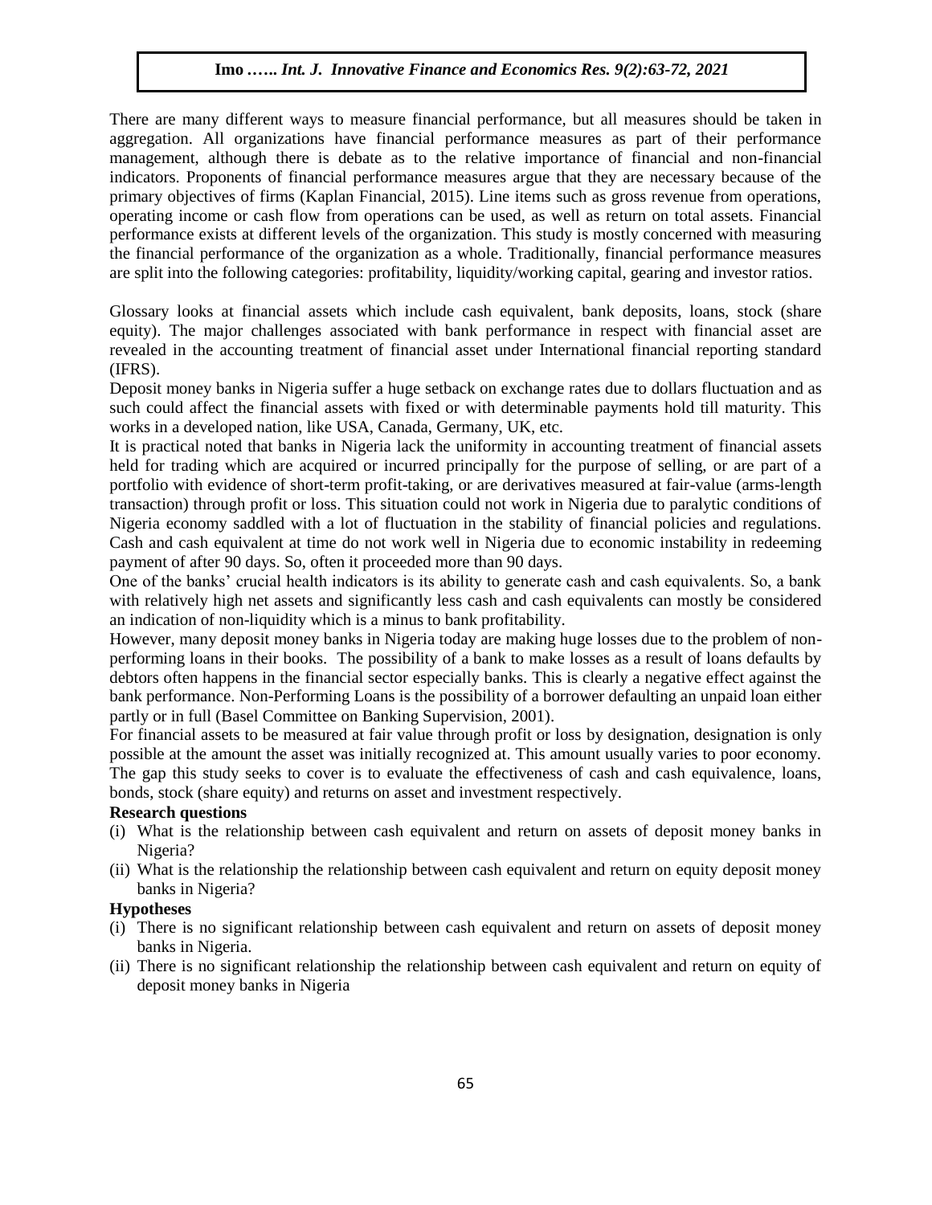There are many different ways to measure financial performance, but all measures should be taken in aggregation. All organizations have financial performance measures as part of their performance management, although there is debate as to the relative importance of financial and non-financial indicators. Proponents of financial performance measures argue that they are necessary because of the primary objectives of firms (Kaplan Financial, 2015). Line items such as gross revenue from operations, operating income or cash flow from operations can be used, as well as return on total assets. Financial performance exists at different levels of the organization. This study is mostly concerned with measuring the financial performance of the organization as a whole. Traditionally, financial performance measures are split into the following categories: profitability, liquidity/working capital, gearing and investor ratios.

Glossary looks at financial assets which include cash equivalent, bank deposits, loans, stock (share equity). The major challenges associated with bank performance in respect with financial asset are revealed in the accounting treatment of financial asset under International financial reporting standard (IFRS).

Deposit money banks in Nigeria suffer a huge setback on exchange rates due to dollars fluctuation and as such could affect the financial assets with fixed or with determinable payments hold till maturity. This works in a developed nation, like USA, Canada, Germany, UK, etc.

It is practical noted that banks in Nigeria lack the uniformity in accounting treatment of financial assets held for trading which are acquired or incurred principally for the purpose of selling, or are part of a portfolio with evidence of short-term profit-taking, or are derivatives measured at fair-value (arms-length transaction) through profit or loss. This situation could not work in Nigeria due to paralytic conditions of Nigeria economy saddled with a lot of fluctuation in the stability of financial policies and regulations. Cash and cash equivalent at time do not work well in Nigeria due to economic instability in redeeming payment of after 90 days. So, often it proceeded more than 90 days.

One of the banks' crucial health indicators is its ability to generate cash and cash equivalents. So, a bank with relatively high net assets and significantly less cash and cash equivalents can mostly be considered an indication of non-liquidity which is a minus to bank profitability.

However, many deposit money banks in Nigeria today are making huge losses due to the problem of non-performing loans in their books. The possibility of a bank to make losses as a result of loans defaults by debtors often happens in the financial sector especially banks. This is clearly a negative effect against the bank performance. Non-Performing Loans is the possibility of a borrower defaulting an unpaid loan either partly or in full (Basel Committee on Banking Supervision, 2001).

For financial assets to be measured at fair value through profit or loss by designation, designation is only possible at the amount the asset was initially recognized at. This amount usually varies to poor economy. The gap this study seeks to cover is to evaluate the effectiveness of cash and cash equivalence, loans, bonds, stock (share equity) and returns on asset and investment respectively.

**Research questions**

(i) What is the relationship between cash equivalent and return on assets of deposit money banks in Nigeria?

(ii) What is the relationship the relationship between cash equivalent and return on equity deposit money banks in Nigeria?

**Hypotheses**

(i) There is no significant relationship between cash equivalent and return on assets of deposit money banks in Nigeria.

(ii) There is no significant relationship the relationship between cash equivalent and return on equity of deposit money banks in Nigeria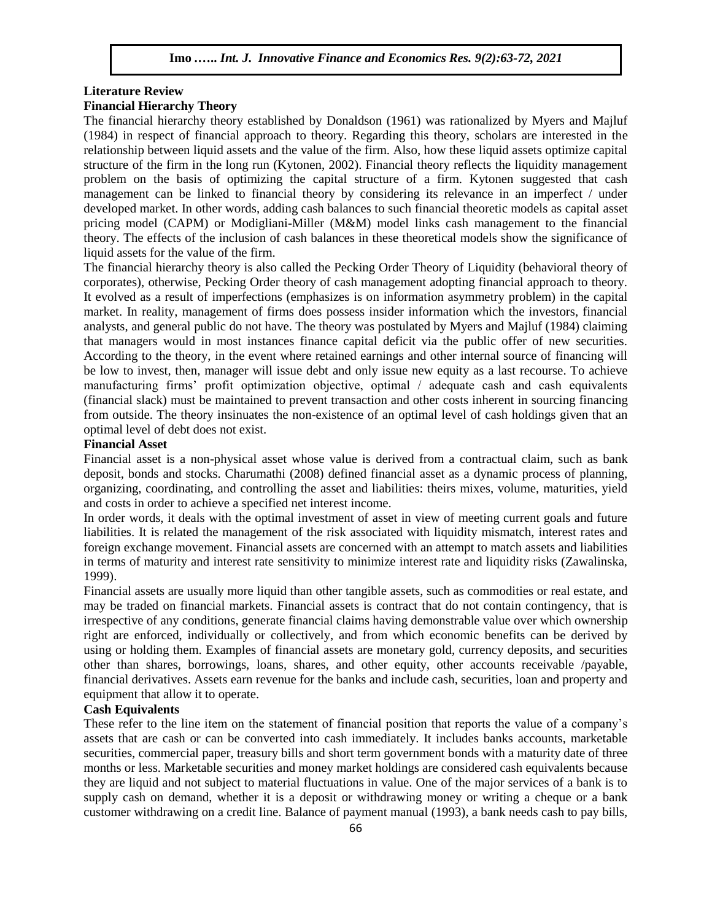## Literature Review

### Financial Hierarchy Theory

The financial hierarchy theory established by Donaldson (1961) was rationalized by Myers and Majluf (1984) in respect of financial approach to theory. Regarding this theory, scholars are interested in the relationship between liquid assets and the value of the firm. Also, how these liquid assets optimize capital structure of the firm in the long run (Kytonen, 2002). Financial theory reflects the liquidity management problem on the basis of optimizing the capital structure of a firm. Kytonen suggested that cash management can be linked to financial theory by considering its relevance in an imperfect / under developed market. In other words, adding cash balances to such financial theoretic models as capital asset pricing model (CAPM) or Modigliani-Miller (M&M) model links cash management to the financial theory. The effects of the inclusion of cash balances in these theoretical models show the significance of liquid assets for the value of the firm.

The financial hierarchy theory is also called the Pecking Order Theory of Liquidity (behavioral theory of corporates), otherwise, Pecking Order theory of cash management adopting financial approach to theory. It evolved as a result of imperfections (emphasizes is on information asymmetry problem) in the capital market. In reality, management of firms does possess insider information which the investors, financial analysts, and general public do not have. The theory was postulated by Myers and Majluf (1984) claiming that managers would in most instances finance capital deficit via the public offer of new securities. According to the theory, in the event where retained earnings and other internal source of financing will be low to invest, then, manager will issue debt and only issue new equity as a last recourse. To achieve manufacturing firms' profit optimization objective, optimal / adequate cash and cash equivalents (financial slack) must be maintained to prevent transaction and other costs inherent in sourcing financing from outside. The theory insinuates the non-existence of an optimal level of cash holdings given that an optimal level of debt does not exist.

### Financial Asset

Financial asset is a non-physical asset whose value is derived from a contractual claim, such as bank deposit, bonds and stocks. Charumathi (2008) defined financial asset as a dynamic process of planning, organizing, coordinating, and controlling the asset and liabilities: theirs mixes, volume, maturities, yield and costs in order to achieve a specified net interest income.

In order words, it deals with the optimal investment of asset in view of meeting current goals and future liabilities. It is related the management of the risk associated with liquidity mismatch, interest rates and foreign exchange movement. Financial assets are concerned with an attempt to match assets and liabilities in terms of maturity and interest rate sensitivity to minimize interest rate and liquidity risks (Zawalinska, 1999).

Financial assets are usually more liquid than other tangible assets, such as commodities or real estate, and may be traded on financial markets. Financial assets is contract that do not contain contingency, that is irrespective of any conditions, generate financial claims having demonstrable value over which ownership right are enforced, individually or collectively, and from which economic benefits can be derived by using or holding them. Examples of financial assets are monetary gold, currency deposits, and securities other than shares, borrowings, loans, shares, and other equity, other accounts receivable /payable, financial derivatives. Assets earn revenue for the banks and include cash, securities, loan and property and equipment that allow it to operate.

### Cash Equivalents

These refer to the line item on the statement of financial position that reports the value of a company's assets that are cash or can be converted into cash immediately. It includes banks accounts, marketable securities, commercial paper, treasury bills and short term government bonds with a maturity date of three months or less. Marketable securities and money market holdings are considered cash equivalents because they are liquid and not subject to material fluctuations in value. One of the major services of a bank is to supply cash on demand, whether it is a deposit or withdrawing money or writing a cheque or a bank customer withdrawing on a credit line. Balance of payment manual (1993), a bank needs cash to pay bills,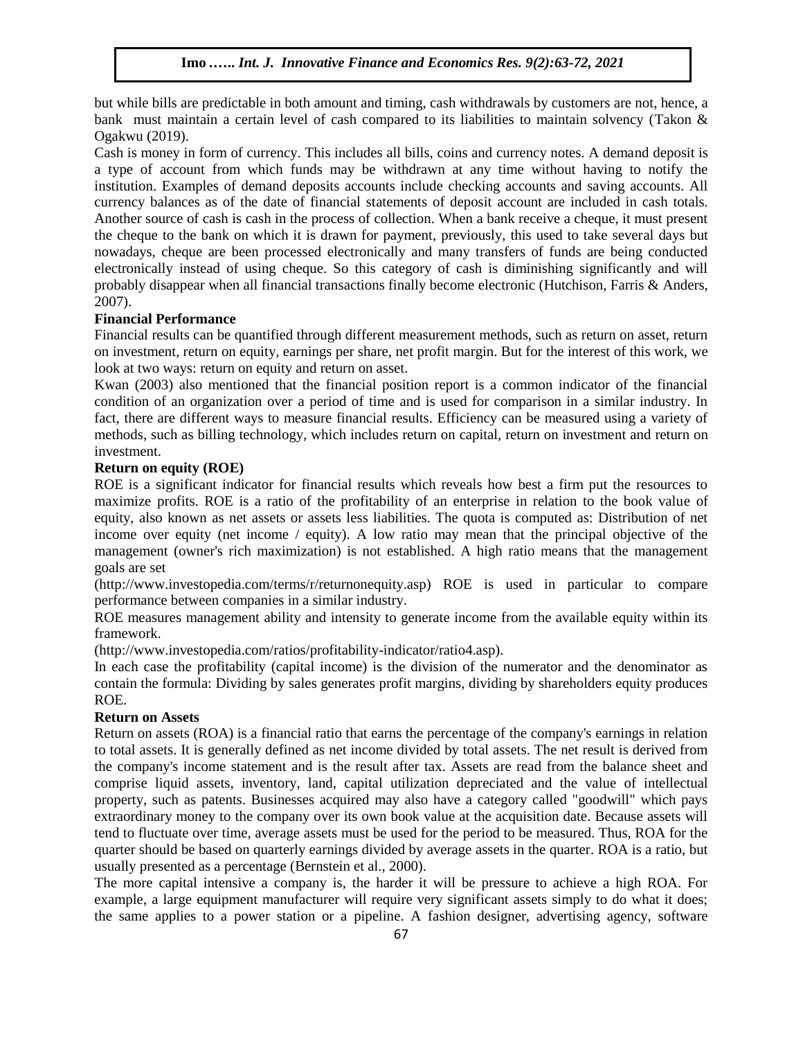but while bills are predictable in both amount and timing, cash withdrawals by customers are not, hence, a bank must maintain a certain level of cash compared to its liabilities to maintain solvency (Takon & Ogakwu (2019).

Cash is money in form of currency. This includes all bills, coins and currency notes. A demand deposit is a type of account from which funds may be withdrawn at any time without having to notify the institution. Examples of demand deposits accounts include checking accounts and saving accounts. All currency balances as of the date of financial statements of deposit account are included in cash totals. Another source of cash is cash in the process of collection. When a bank receive a cheque, it must present the cheque to the bank on which it is drawn for payment, previously, this used to take several days but nowadays, cheque are been processed electronically and many transfers of funds are being conducted electronically instead of using cheque. So this category of cash is diminishing significantly and will probably disappear when all financial transactions finally become electronic (Hutchison, Farris & Anders, 2007).

**Financial Performance**

Financial results can be quantified through different measurement methods, such as return on asset, return on investment, return on equity, earnings per share, net profit margin. But for the interest of this work, we look at two ways: return on equity and return on asset.

Kwan (2003) also mentioned that the financial position report is a common indicator of the financial condition of an organization over a period of time and is used for comparison in a similar industry. In fact, there are different ways to measure financial results. Efficiency can be measured using a variety of methods, such as billing technology, which includes return on capital, return on investment and return on investment.

**Return on equity (ROE)**

ROE is a significant indicator for financial results which reveals how best a firm put the resources to maximize profits. ROE is a ratio of the profitability of an enterprise in relation to the book value of equity, also known as net assets or assets less liabilities. The quota is computed as: Distribution of net income over equity (net income / equity). A low ratio may mean that the principal objective of the management (owner's rich maximization) is not established. A high ratio means that the management goals are set

(http://www.investopedia.com/terms/r/returnonequity.asp) ROE is used in particular to compare performance between companies in a similar industry.

ROE measures management ability and intensity to generate income from the available equity within its framework.

(http://www.investopedia.com/ratios/profitability-indicator/ratio4.asp).

In each case the profitability (capital income) is the division of the numerator and the denominator as contain the formula: Dividing by sales generates profit margins, dividing by shareholders equity produces ROE.

**Return on Assets**

Return on assets (ROA) is a financial ratio that earns the percentage of the company's earnings in relation to total assets. It is generally defined as net income divided by total assets. The net result is derived from the company's income statement and is the result after tax. Assets are read from the balance sheet and comprise liquid assets, inventory, land, capital utilization depreciated and the value of intellectual property, such as patents. Businesses acquired may also have a category called "goodwill" which pays extraordinary money to the company over its own book value at the acquisition date. Because assets will tend to fluctuate over time, average assets must be used for the period to be measured. Thus, ROA for the quarter should be based on quarterly earnings divided by average assets in the quarter. ROA is a ratio, but usually presented as a percentage (Bernstein et al., 2000).

The more capital intensive a company is, the harder it will be pressure to achieve a high ROA. For example, a large equipment manufacturer will require very significant assets simply to do what it does; the same applies to a power station or a pipeline. A fashion designer, advertising agency, software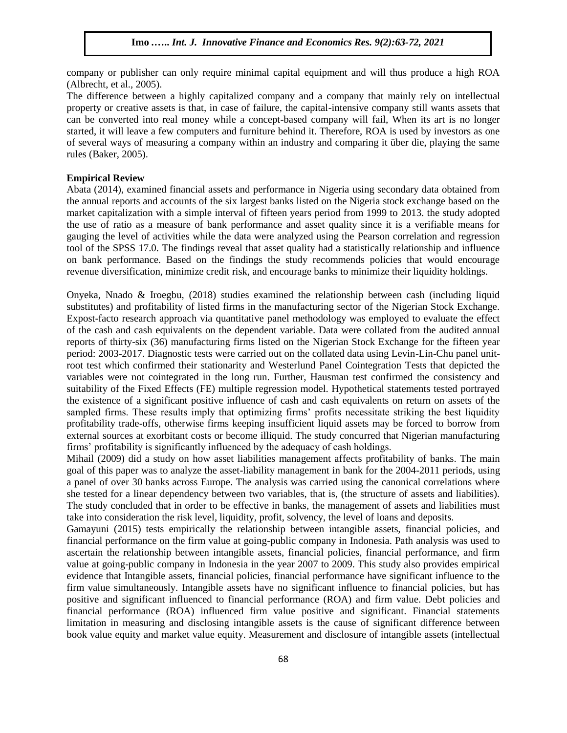company or publisher can only require minimal capital equipment and will thus produce a high ROA (Albrecht, et al., 2005).

The difference between a highly capitalized company and a company that mainly rely on intellectual property or creative assets is that, in case of failure, the capital-intensive company still wants assets that can be converted into real money while a concept-based company will fail, When its art is no longer started, it will leave a few computers and furniture behind it. Therefore, ROA is used by investors as one of several ways of measuring a company within an industry and comparing it über die, playing the same rules (Baker, 2005).

**Empirical Review**

Abata (2014), examined financial assets and performance in Nigeria using secondary data obtained from the annual reports and accounts of the six largest banks listed on the Nigeria stock exchange based on the market capitalization with a simple interval of fifteen years period from 1999 to 2013. the study adopted the use of ratio as a measure of bank performance and asset quality since it is a verifiable means for gauging the level of activities while the data were analyzed using the Pearson correlation and regression tool of the SPSS 17.0. The findings reveal that asset quality had a statistically relationship and influence on bank performance. Based on the findings the study recommends policies that would encourage revenue diversification, minimize credit risk, and encourage banks to minimize their liquidity holdings.

Onyeka, Nnado & Iroegbu, (2018) studies examined the relationship between cash (including liquid substitutes) and profitability of listed firms in the manufacturing sector of the Nigerian Stock Exchange. Expost-facto research approach via quantitative panel methodology was employed to evaluate the effect of the cash and cash equivalents on the dependent variable. Data were collated from the audited annual reports of thirty-six (36) manufacturing firms listed on the Nigerian Stock Exchange for the fifteen year period: 2003-2017. Diagnostic tests were carried out on the collated data using Levin-Lin-Chu panel unit-root test which confirmed their stationarity and Westerlund Panel Cointegration Tests that depicted the variables were not cointegrated in the long run. Further, Hausman test confirmed the consistency and suitability of the Fixed Effects (FE) multiple regression model. Hypothetical statements tested portrayed the existence of a significant positive influence of cash and cash equivalents on return on assets of the sampled firms. These results imply that optimizing firms' profits necessitate striking the best liquidity profitability trade-offs, otherwise firms keeping insufficient liquid assets may be forced to borrow from external sources at exorbitant costs or become illiquid. The study concurred that Nigerian manufacturing firms' profitability is significantly influenced by the adequacy of cash holdings.

Mihail (2009) did a study on how asset liabilities management affects profitability of banks. The main goal of this paper was to analyze the asset-liability management in bank for the 2004-2011 periods, using a panel of over 30 banks across Europe. The analysis was carried using the canonical correlations where she tested for a linear dependency between two variables, that is, (the structure of assets and liabilities). The study concluded that in order to be effective in banks, the management of assets and liabilities must take into consideration the risk level, liquidity, profit, solvency, the level of loans and deposits.

Gamayuni (2015) tests empirically the relationship between intangible assets, financial policies, and financial performance on the firm value at going-public company in Indonesia. Path analysis was used to ascertain the relationship between intangible assets, financial policies, financial performance, and firm value at going-public company in Indonesia in the year 2007 to 2009. This study also provides empirical evidence that Intangible assets, financial policies, financial performance have significant influence to the firm value simultaneously. Intangible assets have no significant influence to financial policies, but has positive and significant influenced to financial performance (ROA) and firm value. Debt policies and financial performance (ROA) influenced firm value positive and significant. Financial statements limitation in measuring and disclosing intangible assets is the cause of significant difference between book value equity and market value equity. Measurement and disclosure of intangible assets (intellectual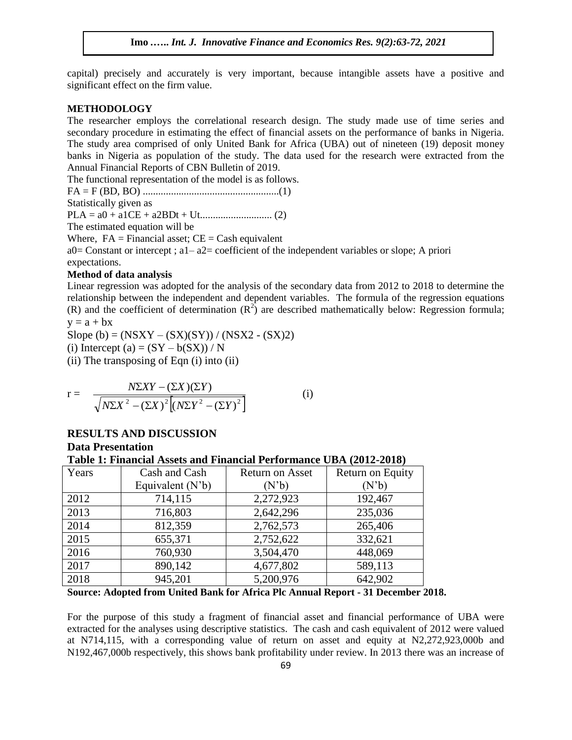capital) precisely and accurately is very important, because intangible assets have a positive and significant effect on the firm value.

## METHODOLOGY

The researcher employs the correlational research design. The study made use of time series and secondary procedure in estimating the effect of financial assets on the performance of banks in Nigeria. The study area comprised of only United Bank for Africa (UBA) out of nineteen (19) deposit money banks in Nigeria as population of the study. The data used for the research were extracted from the Annual Financial Reports of CBN Bulletin of 2019.

The functional representation of the model is as follows.

FA = F (BD, BO) .....................................................(1)

Statistically given as

PLA = a0 + a1CE + a2BDt + Ut............................ (2)

The estimated equation will be

Where, FA = Financial asset; CE = Cash equivalent

a0= Constant or intercept ; a1– a2= coefficient of the independent variables or slope; A priori expectations.

### Method of data analysis

Linear regression was adopted for the analysis of the secondary data from 2012 to 2018 to determine the relationship between the independent and dependent variables. The formula of the regression equations (R) and the coefficient of determination ($R^2$) are described mathematically below: Regression formula; $y = a + bx$

Slope (b) = (NSXY – (SX)(SY)) / (NSX2 - (SX)2)

(i) Intercept (a) = (SY – b(SX)) / N

(ii) The transposing of Eqn (i) into (ii)

$$r = \frac{N\Sigma XY - (\Sigma X)(\Sigma Y)}{\sqrt{N\Sigma X^2 - (\Sigma X)^2\left[(N\Sigma Y^2 - (\Sigma Y)^2\right]}} \qquad \text{(i)}$$

## RESULTS AND DISCUSSION

### Data Presentation

**Table 1: Financial Assets and Financial Performance UBA (2012-2018)**

| Years | Cash and Cash Equivalent (N'b) | Return on Asset (N'b) | Return on Equity (N'b) |
|---|---|---|---|
| 2012 | 714,115 | 2,272,923 | 192,467 |
| 2013 | 716,803 | 2,642,296 | 235,036 |
| 2014 | 812,359 | 2,762,573 | 265,406 |
| 2015 | 655,371 | 2,752,622 | 332,621 |
| 2016 | 760,930 | 3,504,470 | 448,069 |
| 2017 | 890,142 | 4,677,802 | 589,113 |
| 2018 | 945,201 | 5,200,976 | 642,902 |

**Source: Adopted from United Bank for Africa Plc Annual Report - 31 December 2018.**

For the purpose of this study a fragment of financial asset and financial performance of UBA were extracted for the analyses using descriptive statistics. The cash and cash equivalent of 2012 were valued at N714,115, with a corresponding value of return on asset and equity at N2,272,923,000b and N192,467,000b respectively, this shows bank profitability under review. In 2013 there was an increase of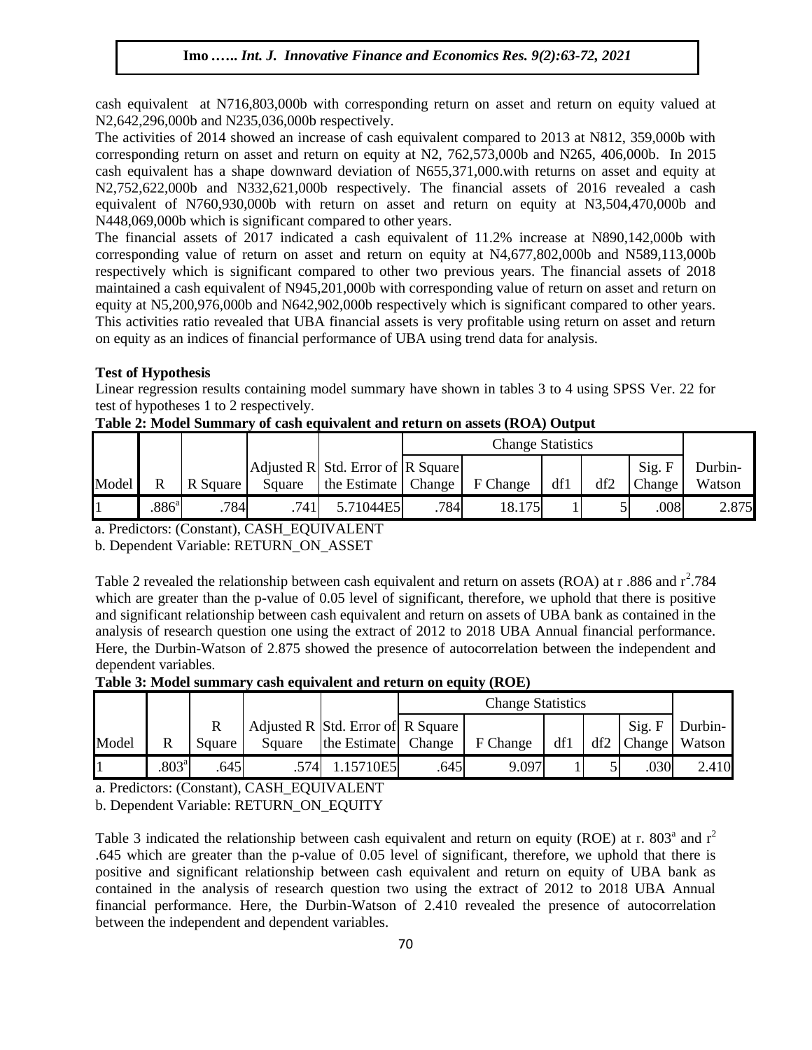cash equivalent at N716,803,000b with corresponding return on asset and return on equity valued at N2,642,296,000b and N235,036,000b respectively.

The activities of 2014 showed an increase of cash equivalent compared to 2013 at N812, 359,000b with corresponding return on asset and return on equity at N2, 762,573,000b and N265, 406,000b. In 2015 cash equivalent has a shape downward deviation of N655,371,000.with returns on asset and equity at N2,752,622,000b and N332,621,000b respectively. The financial assets of 2016 revealed a cash equivalent of N760,930,000b with return on asset and return on equity at N3,504,470,000b and N448,069,000b which is significant compared to other years.

The financial assets of 2017 indicated a cash equivalent of 11.2% increase at N890,142,000b with corresponding value of return on asset and return on equity at N4,677,802,000b and N589,113,000b respectively which is significant compared to other two previous years. The financial assets of 2018 maintained a cash equivalent of N945,201,000b with corresponding value of return on asset and return on equity at N5,200,976,000b and N642,902,000b respectively which is significant compared to other years. This activities ratio revealed that UBA financial assets is very profitable using return on asset and return on equity as an indices of financial performance of UBA using trend data for analysis.

**Test of Hypothesis**

Linear regression results containing model summary have shown in tables 3 to 4 using SPSS Ver. 22 for test of hypotheses 1 to 2 respectively.

**Table 2: Model Summary of cash equivalent and return on assets (ROA) Output**

| Model | R | R Square | Adjusted R Square | Std. Error of the Estimate | Change Statistics | | | | | Durbin-Watson |
|---|---|---|---|---|---|---|---|---|---|---|
| | | | | | R Square Change | F Change | df1 | df2 | Sig. F Change | |
| 1 | .886[a] | .784 | .741 | 5.71044E5 | .784 | 18.175 | 1 | 5 | .008 | 2.875 |

a. Predictors: (Constant), CASH_EQUIVALENT

b. Dependent Variable: RETURN_ON_ASSET

Table 2 revealed the relationship between cash equivalent and return on assets (ROA) at r .886 and $r^2$.784 which are greater than the p-value of 0.05 level of significant, therefore, we uphold that there is positive and significant relationship between cash equivalent and return on assets of UBA bank as contained in the analysis of research question one using the extract of 2012 to 2018 UBA Annual financial performance. Here, the Durbin-Watson of 2.875 showed the presence of autocorrelation between the independent and dependent variables.

**Table 3: Model summary cash equivalent and return on equity (ROE)**

| Model | R | R Square | Adjusted R Square | Std. Error of the Estimate | Change Statistics | | | | | Durbin-Watson |
|---|---|---|---|---|---|---|---|---|---|---|
| | | | | | R Square Change | F Change | df1 | df2 | Sig. F Change | |
| 1 | .803[a] | .645 | .574 | 1.15710E5 | .645 | 9.097 | 1 | 5 | .030 | 2.410 |

a. Predictors: (Constant), CASH_EQUIVALENT

b. Dependent Variable: RETURN_ON_EQUITY

Table 3 indicated the relationship between cash equivalent and return on equity (ROE) at r. 803[a] and $r^2$ .645 which are greater than the p-value of 0.05 level of significant, therefore, we uphold that there is positive and significant relationship between cash equivalent and return on equity of UBA bank as contained in the analysis of research question two using the extract of 2012 to 2018 UBA Annual financial performance. Here, the Durbin-Watson of 2.410 revealed the presence of autocorrelation between the independent and dependent variables.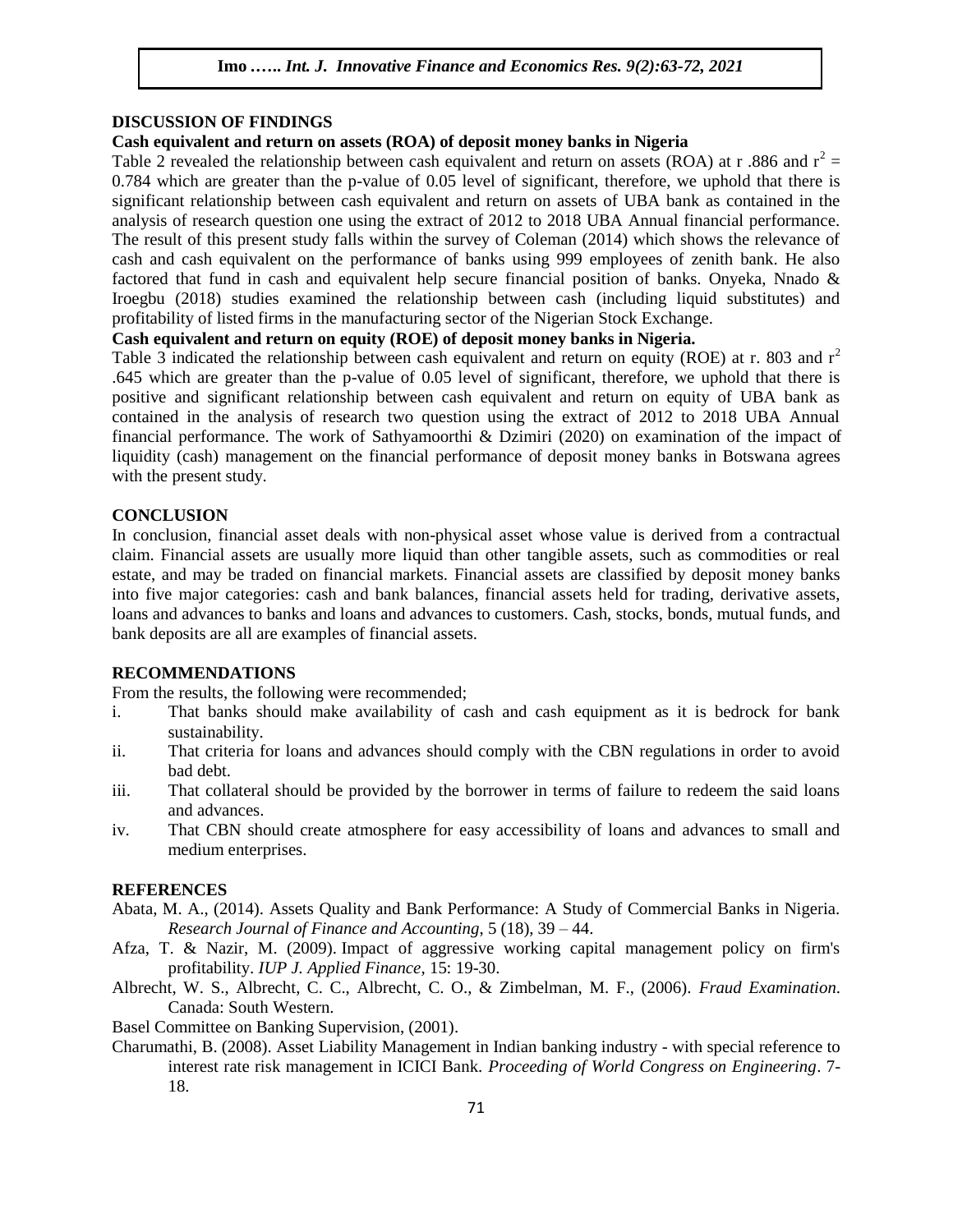## DISCUSSION OF FINDINGS

### Cash equivalent and return on assets (ROA) of deposit money banks in Nigeria

Table 2 revealed the relationship between cash equivalent and return on assets (ROA) at r .886 and $r^2$ = 0.784 which are greater than the p-value of 0.05 level of significant, therefore, we uphold that there is significant relationship between cash equivalent and return on assets of UBA bank as contained in the analysis of research question one using the extract of 2012 to 2018 UBA Annual financial performance. The result of this present study falls within the survey of Coleman (2014) which shows the relevance of cash and cash equivalent on the performance of banks using 999 employees of zenith bank. He also factored that fund in cash and equivalent help secure financial position of banks. Onyeka, Nnado & Iroegbu (2018) studies examined the relationship between cash (including liquid substitutes) and profitability of listed firms in the manufacturing sector of the Nigerian Stock Exchange.

### Cash equivalent and return on equity (ROE) of deposit money banks in Nigeria.

Table 3 indicated the relationship between cash equivalent and return on equity (ROE) at r. 803 and $r^2$ .645 which are greater than the p-value of 0.05 level of significant, therefore, we uphold that there is positive and significant relationship between cash equivalent and return on equity of UBA bank as contained in the analysis of research two question using the extract of 2012 to 2018 UBA Annual financial performance. The work of Sathyamoorthi & Dzimiri (2020) on examination of the impact of liquidity (cash) management on the financial performance of deposit money banks in Botswana agrees with the present study.

## CONCLUSION

In conclusion, financial asset deals with non-physical asset whose value is derived from a contractual claim. Financial assets are usually more liquid than other tangible assets, such as commodities or real estate, and may be traded on financial markets. Financial assets are classified by deposit money banks into five major categories: cash and bank balances, financial assets held for trading, derivative assets, loans and advances to banks and loans and advances to customers. Cash, stocks, bonds, mutual funds, and bank deposits are all are examples of financial assets.

## RECOMMENDATIONS

From the results, the following were recommended;

i. That banks should make availability of cash and cash equipment as it is bedrock for bank sustainability.
ii. That criteria for loans and advances should comply with the CBN regulations in order to avoid bad debt.
iii. That collateral should be provided by the borrower in terms of failure to redeem the said loans and advances.
iv. That CBN should create atmosphere for easy accessibility of loans and advances to small and medium enterprises.

## REFERENCES

Abata, M. A., (2014). Assets Quality and Bank Performance: A Study of Commercial Banks in Nigeria. *Research Journal of Finance and Accounting*, 5 (18), 39 – 44.

Afza, T. & Nazir, M. (2009). Impact of aggressive working capital management policy on firm's profitability. *IUP J. Applied Finance*, 15: 19-30.

Albrecht, W. S., Albrecht, C. C., Albrecht, C. O., & Zimbelman, M. F., (2006). *Fraud Examination*. Canada: South Western.

Basel Committee on Banking Supervision, (2001).

Charumathi, B. (2008). Asset Liability Management in Indian banking industry - with special reference to interest rate risk management in ICICI Bank. *Proceeding of World Congress on Engineering*. 7-18.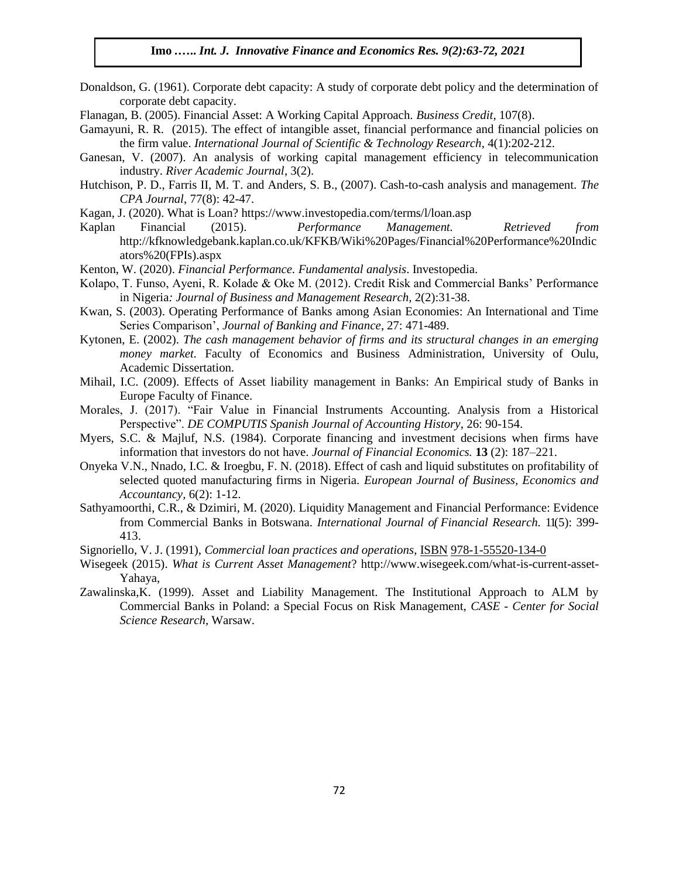Donaldson, G. (1961). Corporate debt capacity: A study of corporate debt policy and the determination of corporate debt capacity.

Flanagan, B. (2005). Financial Asset: A Working Capital Approach. *Business Credit*, 107(8).

Gamayuni, R. R. (2015). The effect of intangible asset, financial performance and financial policies on the firm value. *International Journal of Scientific & Technology Research*, 4(1):202-212.

Ganesan, V. (2007). An analysis of working capital management efficiency in telecommunication industry. *River Academic Journal*, 3(2).

Hutchison, P. D., Farris II, M. T. and Anders, S. B., (2007). Cash-to-cash analysis and management. *The CPA Journal*, 77(8): 42-47.

Kagan, J. (2020). What is Loan? https://www.investopedia.com/terms/l/loan.asp

Kaplan Financial (2015). *Performance Management. Retrieved from* http://kfknowledgebank.kaplan.co.uk/KFKB/Wiki%20Pages/Financial%20Performance%20Indicators%20(FPIs).aspx

Kenton, W. (2020). *Financial Performance. Fundamental analysis*. Investopedia.

Kolapo, T. Funso, Ayeni, R. Kolade & Oke M. (2012). Credit Risk and Commercial Banks' Performance in Nigeria*: Journal of Business and Management Research,* 2(2):31-38.

Kwan, S. (2003). Operating Performance of Banks among Asian Economies: An International and Time Series Comparison', *Journal of Banking and Finance*, 27: 471-489.

Kytonen, E. (2002). *The cash management behavior of firms and its structural changes in an emerging money market.* Faculty of Economics and Business Administration, University of Oulu, Academic Dissertation.

Mihail, I.C. (2009). Effects of Asset liability management in Banks: An Empirical study of Banks in Europe Faculty of Finance.

Morales, J. (2017). "Fair Value in Financial Instruments Accounting. Analysis from a Historical Perspective". *DE COMPUTIS Spanish Journal of Accounting History*, 26: 90-154.

Myers, S.C. & Majluf, N.S. (1984). Corporate financing and investment decisions when firms have information that investors do not have. *Journal of Financial Economics.* **13** (2): 187–221.

Onyeka V.N., Nnado, I.C. & Iroegbu, F. N. (2018). Effect of cash and liquid substitutes on profitability of selected quoted manufacturing firms in Nigeria. *European Journal of Business, Economics and Accountancy,* 6(2): 1-12.

Sathyamoorthi, C.R., & Dzimiri, M. (2020). Liquidity Management and Financial Performance: Evidence from Commercial Banks in Botswana. *International Journal of Financial Research.* 11(5): 399-413.

Signoriello, V. J. (1991), *Commercial loan practices and operations*, ISBN 978-1-55520-134-0

Wisegeek (2015). *What is Current Asset Management*? http://www.wisegeek.com/what-is-current-asset-Yahaya,

Zawalinska,K. (1999). Asset and Liability Management. The Institutional Approach to ALM by Commercial Banks in Poland: a Special Focus on Risk Management, *CASE - Center for Social Science Research*, Warsaw.